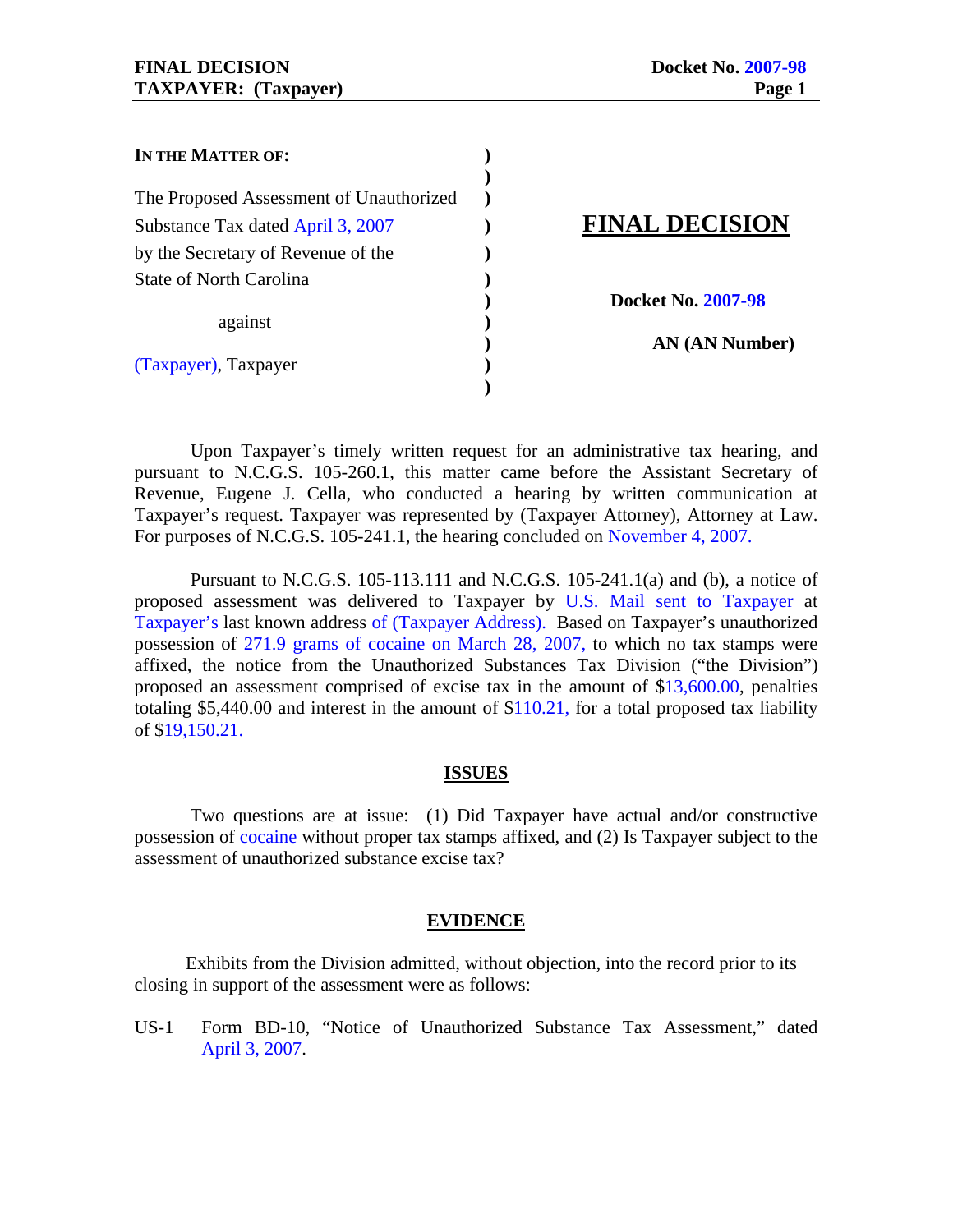**IN THE MATTER OF:**

The Proposed Assessment of Unauthorized Substance Tax dated April 3, 2007 by the Secretary of Revenue of the State of North Carolina

against

(Taxpayer), Taxpayer

# FINAL DECISION

**Docket No. 2007-98**

**AN (AN Number)**

Upon Taxpayer's timely written request for an administrative tax hearing, and pursuant to N.C.G.S. 105-260.1, this matter came before the Assistant Secretary of Revenue, Eugene J. Cella, who conducted a hearing by written communication at Taxpayer's request. Taxpayer was represented by (Taxpayer Attorney), Attorney at Law. For purposes of N.C.G.S. 105-241.1, the hearing concluded on November 4, 2007.

Pursuant to N.C.G.S. 105-113.111 and N.C.G.S. 105-241.1(a) and (b), a notice of proposed assessment was delivered to Taxpayer by U.S. Mail sent to Taxpayer at Taxpayer's last known address of (Taxpayer Address). Based on Taxpayer's unauthorized possession of 271.9 grams of cocaine on March 28, 2007, to which no tax stamps were affixed, the notice from the Unauthorized Substances Tax Division ("the Division") proposed an assessment comprised of excise tax in the amount of $13,600.00, penalties totaling $5,440.00 and interest in the amount of $110.21, for a total proposed tax liability of $19,150.21.

## ISSUES

Two questions are at issue: (1) Did Taxpayer have actual and/or constructive possession of cocaine without proper tax stamps affixed, and (2) Is Taxpayer subject to the assessment of unauthorized substance excise tax?

## EVIDENCE

Exhibits from the Division admitted, without objection, into the record prior to its closing in support of the assessment were as follows:

US-1 Form BD-10, "Notice of Unauthorized Substance Tax Assessment," dated April 3, 2007.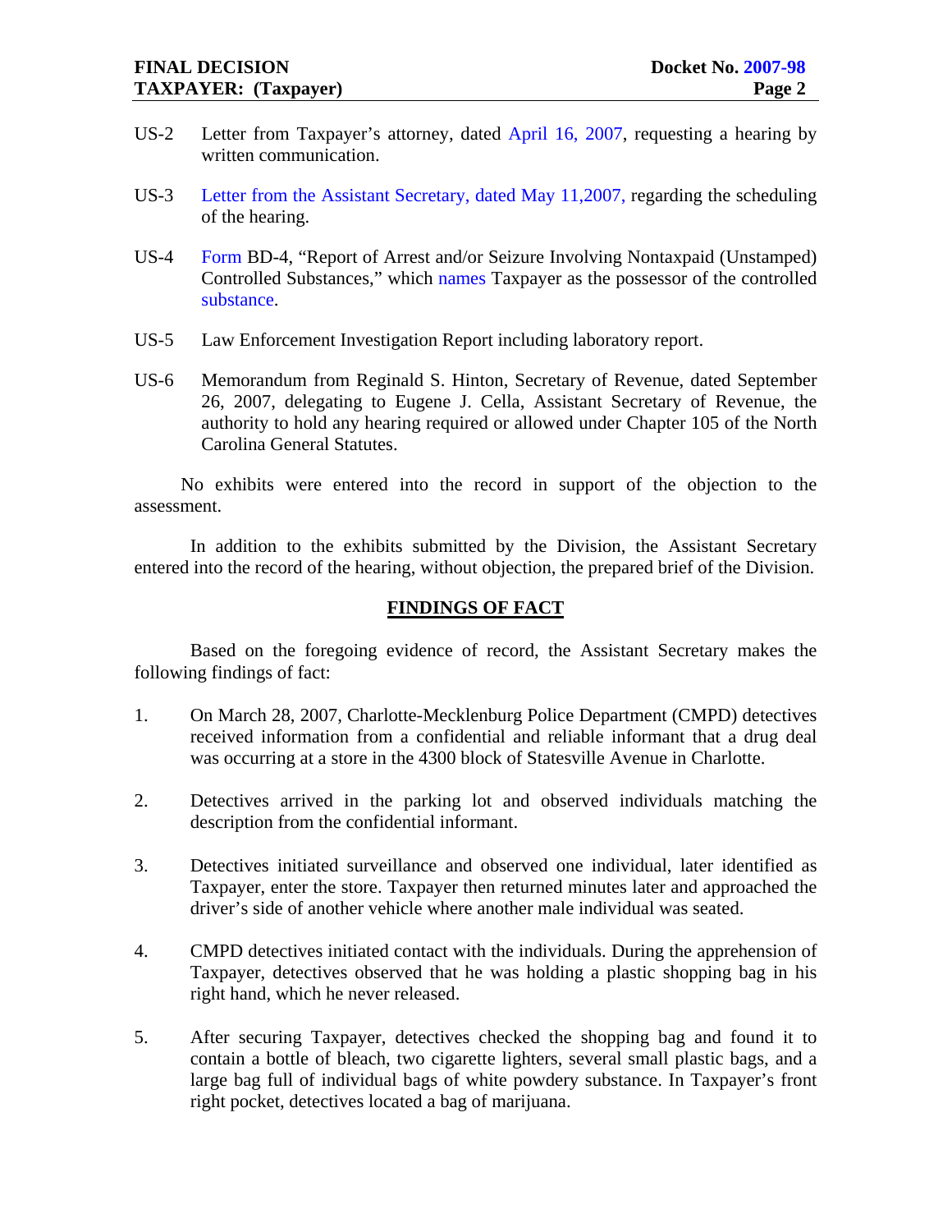US-2 Letter from Taxpayer's attorney, dated April 16, 2007, requesting a hearing by written communication.

US-3 Letter from the Assistant Secretary, dated May 11,2007, regarding the scheduling of the hearing.

US-4 Form BD-4, "Report of Arrest and/or Seizure Involving Nontaxpaid (Unstamped) Controlled Substances," which names Taxpayer as the possessor of the controlled substance.

US-5 Law Enforcement Investigation Report including laboratory report.

US-6 Memorandum from Reginald S. Hinton, Secretary of Revenue, dated September 26, 2007, delegating to Eugene J. Cella, Assistant Secretary of Revenue, the authority to hold any hearing required or allowed under Chapter 105 of the North Carolina General Statutes.

No exhibits were entered into the record in support of the objection to the assessment.

In addition to the exhibits submitted by the Division, the Assistant Secretary entered into the record of the hearing, without objection, the prepared brief of the Division.

## FINDINGS OF FACT

Based on the foregoing evidence of record, the Assistant Secretary makes the following findings of fact:

1. On March 28, 2007, Charlotte-Mecklenburg Police Department (CMPD) detectives received information from a confidential and reliable informant that a drug deal was occurring at a store in the 4300 block of Statesville Avenue in Charlotte.

2. Detectives arrived in the parking lot and observed individuals matching the description from the confidential informant.

3. Detectives initiated surveillance and observed one individual, later identified as Taxpayer, enter the store. Taxpayer then returned minutes later and approached the driver's side of another vehicle where another male individual was seated.

4. CMPD detectives initiated contact with the individuals. During the apprehension of Taxpayer, detectives observed that he was holding a plastic shopping bag in his right hand, which he never released.

5. After securing Taxpayer, detectives checked the shopping bag and found it to contain a bottle of bleach, two cigarette lighters, several small plastic bags, and a large bag full of individual bags of white powdery substance. In Taxpayer's front right pocket, detectives located a bag of marijuana.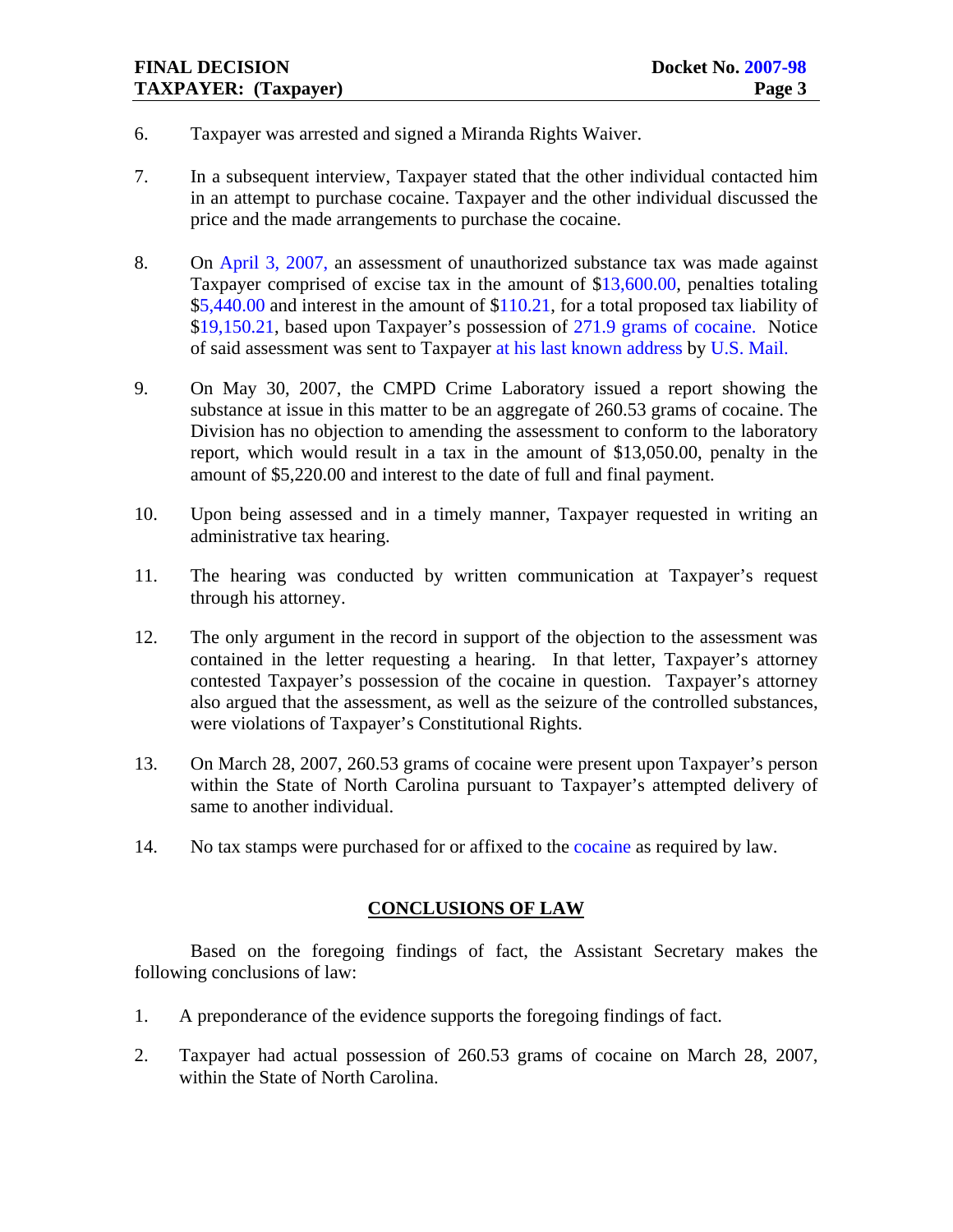6. Taxpayer was arrested and signed a Miranda Rights Waiver.

7. In a subsequent interview, Taxpayer stated that the other individual contacted him in an attempt to purchase cocaine. Taxpayer and the other individual discussed the price and the made arrangements to purchase the cocaine.

8. On April 3, 2007, an assessment of unauthorized substance tax was made against Taxpayer comprised of excise tax in the amount of $13,600.00, penalties totaling $5,440.00 and interest in the amount of $110.21, for a total proposed tax liability of $19,150.21, based upon Taxpayer's possession of 271.9 grams of cocaine. Notice of said assessment was sent to Taxpayer at his last known address by U.S. Mail.

9. On May 30, 2007, the CMPD Crime Laboratory issued a report showing the substance at issue in this matter to be an aggregate of 260.53 grams of cocaine. The Division has no objection to amending the assessment to conform to the laboratory report, which would result in a tax in the amount of $13,050.00, penalty in the amount of $5,220.00 and interest to the date of full and final payment.

10. Upon being assessed and in a timely manner, Taxpayer requested in writing an administrative tax hearing.

11. The hearing was conducted by written communication at Taxpayer's request through his attorney.

12. The only argument in the record in support of the objection to the assessment was contained in the letter requesting a hearing. In that letter, Taxpayer's attorney contested Taxpayer's possession of the cocaine in question. Taxpayer's attorney also argued that the assessment, as well as the seizure of the controlled substances, were violations of Taxpayer's Constitutional Rights.

13. On March 28, 2007, 260.53 grams of cocaine were present upon Taxpayer's person within the State of North Carolina pursuant to Taxpayer's attempted delivery of same to another individual.

14. No tax stamps were purchased for or affixed to the cocaine as required by law.

## CONCLUSIONS OF LAW

Based on the foregoing findings of fact, the Assistant Secretary makes the following conclusions of law:

1. A preponderance of the evidence supports the foregoing findings of fact.

2. Taxpayer had actual possession of 260.53 grams of cocaine on March 28, 2007, within the State of North Carolina.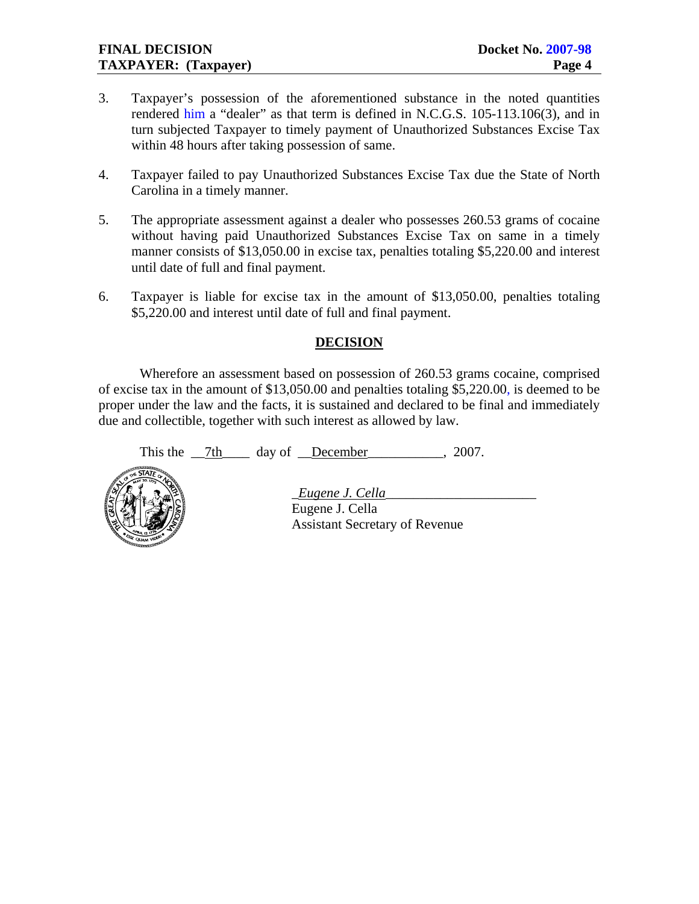3. Taxpayer's possession of the aforementioned substance in the noted quantities rendered him a "dealer" as that term is defined in N.C.G.S. 105-113.106(3), and in turn subjected Taxpayer to timely payment of Unauthorized Substances Excise Tax within 48 hours after taking possession of same.

4. Taxpayer failed to pay Unauthorized Substances Excise Tax due the State of North Carolina in a timely manner.

5. The appropriate assessment against a dealer who possesses 260.53 grams of cocaine without having paid Unauthorized Substances Excise Tax on same in a timely manner consists of $13,050.00 in excise tax, penalties totaling $5,220.00 and interest until date of full and final payment.

6. Taxpayer is liable for excise tax in the amount of $13,050.00, penalties totaling $5,220.00 and interest until date of full and final payment.

## DECISION

Wherefore an assessment based on possession of 260.53 grams cocaine, comprised of excise tax in the amount of $13,050.00 and penalties totaling $5,220.00, is deemed to be proper under the law and the facts, it is sustained and declared to be final and immediately due and collectible, together with such interest as allowed by law.

This the 7th day of December, 2007.

*Eugene J. Cella*
Eugene J. Cella
Assistant Secretary of Revenue